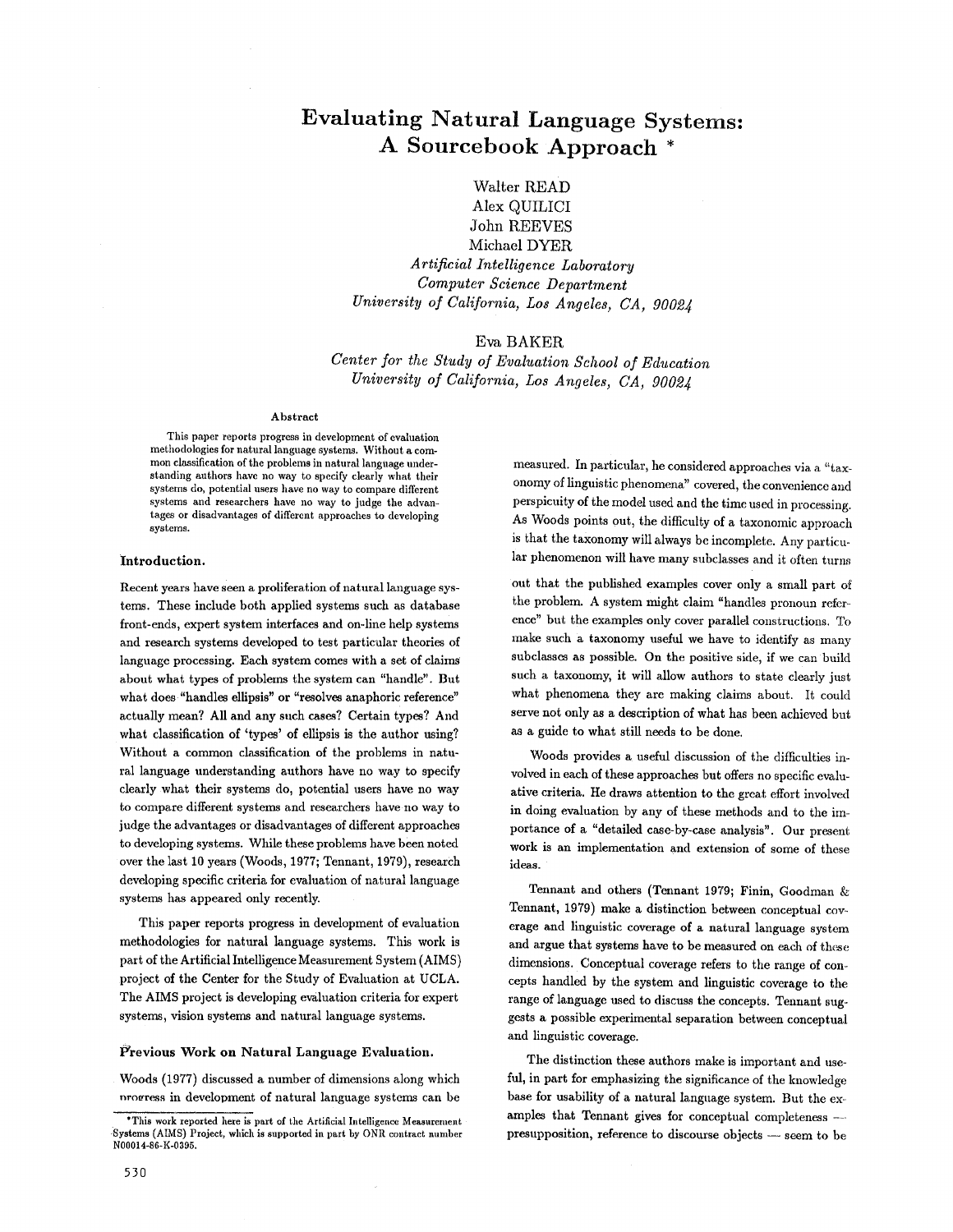# Evaluating Natural Language Systems: A Sourcebook Approach *

Walter READ
Alex QUILICI
John REEVES
Michael DYER

*Artificial Intelligence Laboratory*
*Computer Science Department*
*University of California, Los Angeles, CA, 90024*

Eva BAKER

*Center for the Study of Evaluation School of Education*
*University of California, Los Angeles, CA, 90024*

### Abstract

This paper reports progress in development of evaluation methodologies for natural language systems. Without a common classification of the problems in natural language understanding authors have no way to specify clearly what their systems do, potential users have no way to compare different systems and researchers have no way to judge the advantages or disadvantages of different approaches to developing systems.

## Introduction.

Recent years have seen a proliferation of natural language systems. These include both applied systems such as database front-ends, expert system interfaces and on-line help systems and research systems developed to test particular theories of language processing. Each system comes with a set of claims about what types of problems the system can "handle". But what does "handles ellipsis" or "resolves anaphoric reference" actually mean? All and any such cases? Certain types? And what classification of 'types' of ellipsis is the author using? Without a common classification of the problems in natural language understanding authors have no way to specify clearly what their systems do, potential users have no way to compare different systems and researchers have no way to judge the advantages or disadvantages of different approaches to developing systems. While these problems have been noted over the last 10 years (Woods, 1977; Tennant, 1979), research developing specific criteria for evaluation of natural language systems has appeared only recently.

This paper reports progress in development of evaluation methodologies for natural language systems. This work is part of the Artificial Intelligence Measurement System (AIMS) project of the Center for the Study of Evaluation at UCLA. The AIMS project is developing evaluation criteria for expert systems, vision systems and natural language systems.

## Previous Work on Natural Language Evaluation.

Woods (1977) discussed a number of dimensions along which progress in development of natural language systems can be measured. In particular, he considered approaches via a "taxonomy of linguistic phenomena" covered, the convenience and perspicuity of the model used and the time used in processing. As Woods points out, the difficulty of a taxonomic approach is that the taxonomy will always be incomplete. Any particular phenomenon will have many subclasses and it often turns out that the published examples cover only a small part of the problem. A system might claim "handles pronoun reference" but the examples only cover parallel constructions. To make such a taxonomy useful we have to identify as many subclasses as possible. On the positive side, if we can build such a taxonomy, it will allow authors to state clearly just what phenomena they are making claims about. It could serve not only as a description of what has been achieved but as a guide to what still needs to be done.

Woods provides a useful discussion of the difficulties involved in each of these approaches but offers no specific evaluative criteria. He draws attention to the great effort involved in doing evaluation by any of these methods and to the importance of a "detailed case-by-case analysis". Our present work is an implementation and extension of some of these ideas.

Tennant and others (Tennant 1979; Finin, Goodman & Tennant, 1979) make a distinction between conceptual coverage and linguistic coverage of a natural language system and argue that systems have to be measured on each of these dimensions. Conceptual coverage refers to the range of concepts handled by the system and linguistic coverage to the range of language used to discuss the concepts. Tennant suggests a possible experimental separation between conceptual and linguistic coverage.

The distinction these authors make is important and useful, in part for emphasizing the significance of the knowledge base for usability of a natural language system. But the examples that Tennant gives for conceptual completeness — presupposition, reference to discourse objects — seem to be

*This work reported here is part of the Artificial Intelligence Measurement Systems (AIMS) Project, which is supported in part by ONR contract number N00014-86-K-0395.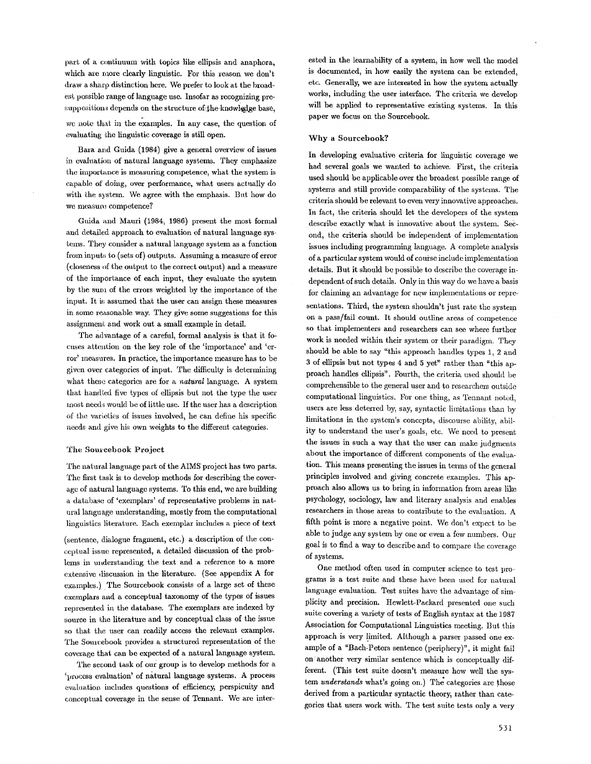part of a continuum with topics like ellipsis and anaphora, which are more clearly linguistic. For this reason we don't draw a sharp distinction here. We prefer to look at the broadest possible range of language use. Insofar as recognizing presuppositions depends on the structure of the knowledge base, we note that in the examples. In any case, the question of evaluating the linguistic coverage is still open.

Bara and Guida (1984) give a general overview of issues in evaluation of natural language systems. They emphasize the importance is measuring competence, what the system is capable of doing, over performance, what users actually do with the system. We agree with the emphasis. But how do we measure competence?

Guida and Mauri (1984, 1986) present the most formal and detailed approach to evaluation of natural language systems. They consider a natural language system as a function from inputs to (sets of) outputs. Assuming a measure of error (closeness of the output to the correct output) and a measure of the importance of each input, they evaluate the system by the sum of the errors weighted by the importance of the input. It is assumed that the user can assign these measures in some reasonable way. They give some suggestions for this assignment and work out a small example in detail.

The advantage of a careful, formal analysis is that it focuses attention on the key role of the 'importance' and 'error' measures. In practice, the importance measure has to be given over categories of input. The difficulty is determining what these categories are for a *natural* language. A system that handled five types of ellipsis but not the type the user most needs would be of little use. If the user has a description of the varieties of issues involved, he can define his specific needs and give his own weights to the different categories.

## The Sourcebook Project

The natural language part of the AIMS project has two parts. The first task is to develop methods for describing the coverage of natural language systems. To this end, we are building a database of 'exemplars' of representative problems in natural language understanding, mostly from the computational linguistics literature. Each exemplar includes a piece of text (sentence, dialogue fragment, etc.) a description of the conceptual issue represented, a detailed discussion of the problems in understanding the text and a reference to a more extensive discussion in the literature. (See appendix A for examples.) The Sourcebook consists of a large set of these exemplars and a conceptual taxonomy of the types of issues represented in the database. The exemplars are indexed by source in the literature and by conceptual class of the issue so that the user can readily access the relevant examples. The Sourcebook provides a structured representation of the coverage that can be expected of a natural language system.

The second task of our group is to develop methods for a 'process evaluation' of natural language systems. A process evaluation includes questions of efficiency, perspicuity and conceptual coverage in the sense of Tennant. We are interested in the learnability of a system, in how well the model is documented, in how easily the system can be extended, etc. Generally, we are interested in how the system actually works, including the user interface. The criteria we develop will be applied to representative existing systems. In this paper we focus on the Sourcebook.

## Why a Sourcebook?

In developing evaluative criteria for linguistic coverage we had several goals we wanted to achieve. First, the criteria used should be applicable over the broadest possible range of systems and still provide comparability of the systems. The criteria should be relevant to even very innovative approaches. In fact, the criteria should let the developers of the system describe exactly what is innovative about the system. Second, the criteria should be independent of implementation issues including programming language. A complete analysis of a particular system would of course include implementation details. But it should be possible to describe the coverage independent of such details. Only in this way do we have a basis for claiming an advantage for new implementations or representations. Third, the system shouldn't just rate the system on a pass/fail count. It should outline areas of competence so that implementers and researchers can see where further work is needed within their system or their paradigm. They should be able to say "this approach handles types 1, 2 and 3 of ellipsis but not types 4 and 5 yet" rather than "this approach handles ellipsis". Fourth, the criteria used should be comprehensible to the general user and to researchers outside computational linguistics. For one thing, as Tennant noted, users are less deterred by, say, syntactic limitations than by limitations in the system's concepts, discourse ability, ability to understand the user's goals, etc. We need to present the issues in such a way that the user can make judgments about the importance of different components of the evaluation. This means presenting the issues in terms of the general principles involved and giving concrete examples. This approach also allows us to bring in information from areas like psychology, sociology, law and literary analysis and enables researchers in those areas to contribute to the evaluation. A fifth point is more a negative point. We don't expect to be able to judge any system by one or even a few numbers. Our goal is to find a way to describe and to compare the coverage of systems.

One method often used in computer science to test programs is a test suite and these have been used for natural language evaluation. Test suites have the advantage of simplicity and precision. Hewlett-Packard presented one such suite covering a variety of tests of English syntax at the 1987 Association for Computational Linguistics meeting. But this approach is very limited. Although a parser passed one example of a "Bach-Peters sentence (periphery)", it might fail on another very similar sentence which is conceptually different. (This test suite doesn't measure how well the system *understands* what's going on.) The categories are those derived from a particular syntactic theory, rather than categories that users work with. The test suite tests only a very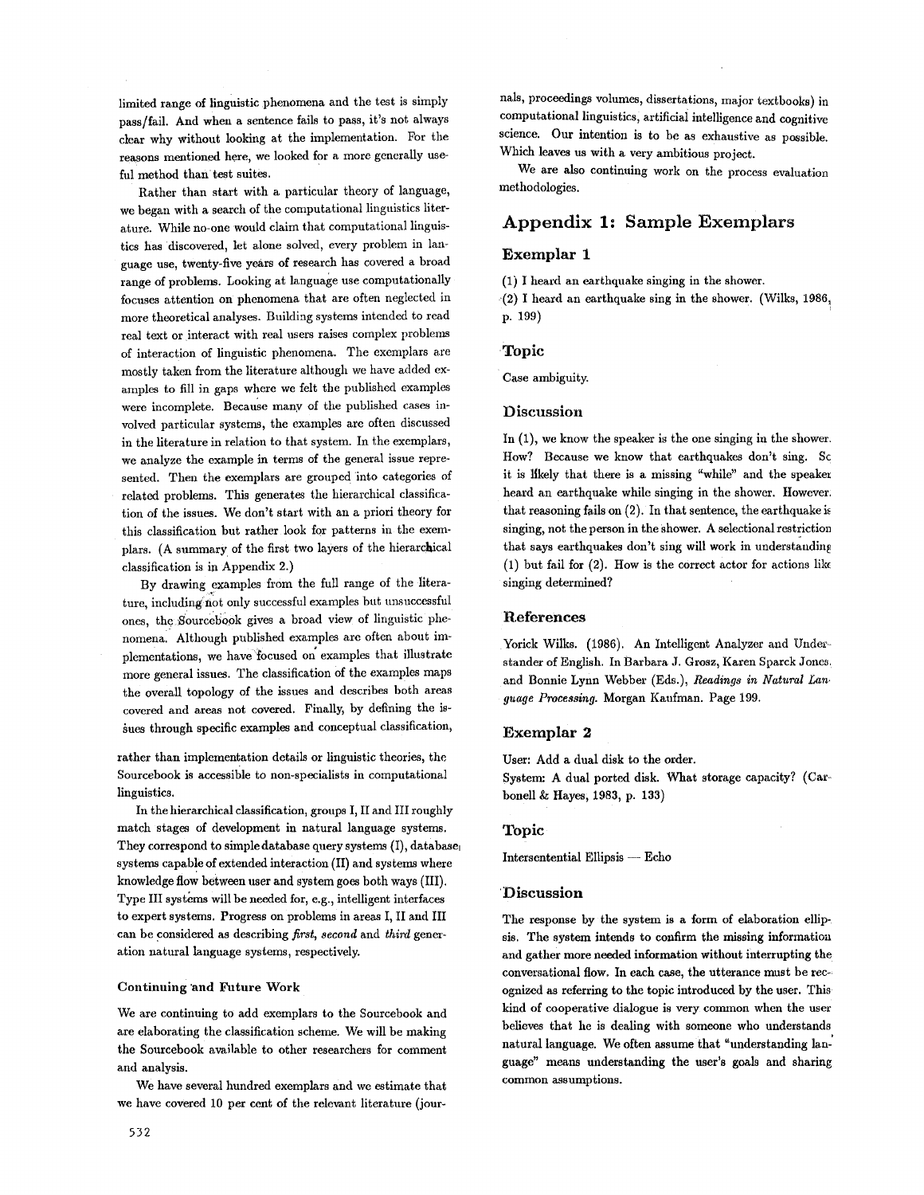limited range of linguistic phenomena and the test is simply pass/fail. And when a sentence fails to pass, it's not always clear why without looking at the implementation. For the reasons mentioned here, we looked for a more generally useful method than test suites.

Rather than start with a particular theory of language, we began with a search of the computational linguistics literature. While no-one would claim that computational linguistics has discovered, let alone solved, every problem in language use, twenty-five years of research has covered a broad range of problems. Looking at language use computationally focuses attention on phenomena that are often neglected in more theoretical analyses. Building systems intended to read real text or interact with real users raises complex problems of interaction of linguistic phenomena. The exemplars are mostly taken from the literature although we have added examples to fill in gaps where we felt the published examples were incomplete. Because many of the published cases involved particular systems, the examples are often discussed in the literature in relation to that system. In the exemplars, we analyze the example in terms of the general issue represented. Then the exemplars are grouped into categories of related problems. This generates the hierarchical classification of the issues. We don't start with an a priori theory for this classification but rather look for patterns in the exemplars. (A summary of the first two layers of the hierarchical classification is in Appendix 2.)

By drawing examples from the full range of the literature, including not only successful examples but unsuccessful ones, the Sourcebook gives a broad view of linguistic phenomena. Although published examples are often about implementations, we have focused on examples that illustrate more general issues. The classification of the examples maps the overall topology of the issues and describes both areas covered and areas not covered. Finally, by defining the issues through specific examples and conceptual classification, rather than implementation details or linguistic theories, the Sourcebook is accessible to non-specialists in computational linguistics.

In the hierarchical classification, groups I, II and III roughly match stages of development in natural language systems. They correspond to simple database query systems (I), database systems capable of extended interaction (II) and systems where knowledge flow between user and system goes both ways (III). Type III systems will be needed for, e.g., intelligent interfaces to expert systems. Progress on problems in areas I, II and III can be considered as describing *first*, *second* and *third* generation natural language systems, respectively.

### Continuing and Future Work

We are continuing to add exemplars to the Sourcebook and are elaborating the classification scheme. We will be making the Sourcebook available to other researchers for comment and analysis.

We have several hundred exemplars and we estimate that we have covered 10 per cent of the relevant literature (journals, proceedings volumes, dissertations, major textbooks) in computational linguistics, artificial intelligence and cognitive science. Our intention is to be as exhaustive as possible. Which leaves us with a very ambitious project.

We are also continuing work on the process evaluation methodologies.

## Appendix 1: Sample Exemplars

### Exemplar 1

(1) I heard an earthquake singing in the shower.
(2) I heard an earthquake sing in the shower. (Wilks, 1986, p. 199)

### Topic

Case ambiguity.

### Discussion

In (1), we know the speaker is the one singing in the shower. How? Because we know that earthquakes don't sing. So it is likely that there is a missing "while" and the speaker heard an earthquake while singing in the shower. However, that reasoning fails on (2). In that sentence, the earthquake is singing, not the person in the shower. A selectional restriction that says earthquakes don't sing will work in understanding (1) but fail for (2). How is the correct actor for actions like singing determined?

### References

Yorick Wilks. (1986). An Intelligent Analyzer and Understander of English. In Barbara J. Grosz, Karen Sparck Jones, and Bonnie Lynn Webber (Eds.), *Readings in Natural Language Processing.* Morgan Kaufman. Page 199.

### Exemplar 2

User: Add a dual disk to the order.
System: A dual ported disk. What storage capacity? (Carbonell & Hayes, 1983, p. 133)

### Topic

Intersentential Ellipsis — Echo

### Discussion

The response by the system is a form of elaboration ellipsis. The system intends to confirm the missing information and gather more needed information without interrupting the conversational flow. In each case, the utterance must be recognized as referring to the topic introduced by the user. This kind of cooperative dialogue is very common when the user believes that he is dealing with someone who understands natural language. We often assume that "understanding language" means understanding the user's goals and sharing common assumptions.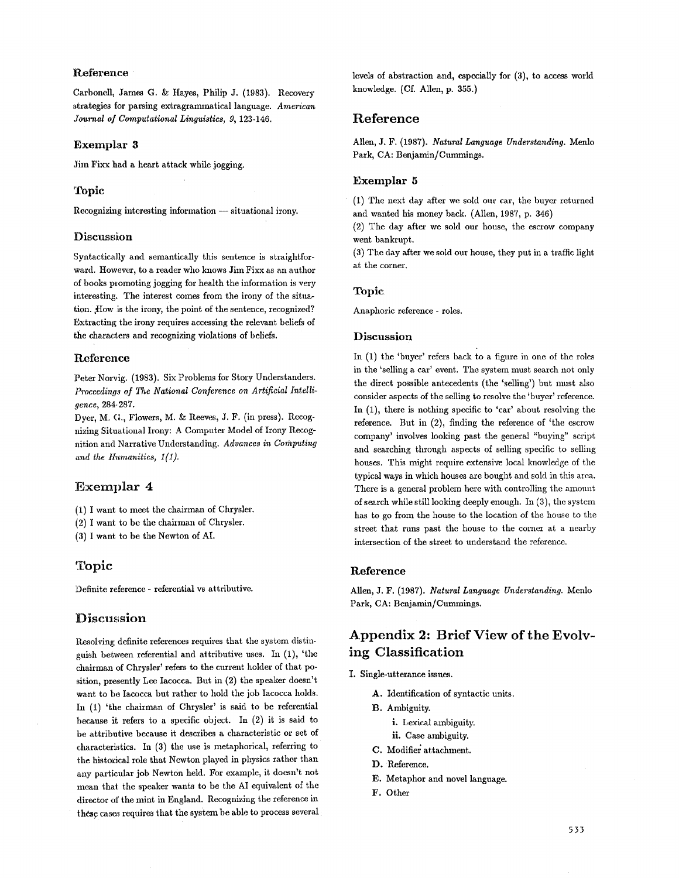### Reference

Carbonell, James G. & Hayes, Philip J. (1983). Recovery strategies for parsing extragrammatical language. *American Journal of Computational Linguistics, 9*, 123-146.

### Exemplar 3

Jim Fixx had a heart attack while jogging.

### Topic

Recognizing interesting information — situational irony.

### Discussion

Syntactically and semantically this sentence is straightforward. However, to a reader who knows Jim Fixx as an author of books promoting jogging for health the information is very interesting. The interest comes from the irony of the situation. How is the irony, the point of the sentence, recognized? Extracting the irony requires accessing the relevant beliefs of the characters and recognizing violations of beliefs.

### Reference

Peter Norvig. (1983). Six Problems for Story Understanders. *Proceedings of The National Conference on Artificial Intelligence*, 284-287.

Dyer, M. G., Flowers, M. & Reeves, J. F. (in press). Recognizing Situational Irony: A Computer Model of Irony Recognition and Narrative Understanding. *Advances in Computing and the Humanities, 1(1)*.

## Exemplar 4

(1) I want to meet the chairman of Chrysler.
(2) I want to be the chairman of Chrysler.
(3) I want to be the Newton of AI.

## Topic

Definite reference - referential vs attributive.

## Discussion

Resolving definite references requires that the system distinguish between referential and attributive uses. In (1), 'the chairman of Chrysler' refers to the current holder of that position, presently Lee Iacocca. But in (2) the speaker doesn't want to be Iacocca but rather to hold the job Iacocca holds. In (1) 'the chairman of Chrysler' is said to be referential because it refers to a specific object. In (2) it is said to be attributive because it describes a characteristic or set of characteristics. In (3) the use is metaphorical, referring to the historical role that Newton played in physics rather than any particular job Newton held. For example, it doesn't not mean that the speaker wants to be the AI equivalent of the director of the mint in England. Recognizing the reference in these cases requires that the system be able to process several levels of abstraction and, especially for (3), to access world knowledge. (Cf. Allen, p. 355.)

## Reference

Allen, J. F. (1987). *Natural Language Understanding.* Menlo Park, CA: Benjamin/Cummings.

### Exemplar 5

(1) The next day after we sold our car, the buyer returned and wanted his money back. (Allen, 1987, p. 346)
(2) The day after we sold our house, the escrow company went bankrupt.
(3) The day after we sold our house, they put in a traffic light at the corner.

### Topic

Anaphoric reference - roles.

### Discussion

In (1) the 'buyer' refers back to a figure in one of the roles in the 'selling a car' event. The system must search not only the direct possible antecedents (the 'selling') but must also consider aspects of the selling to resolve the 'buyer' reference. In (1), there is nothing specific to 'car' about resolving the reference. But in (2), finding the reference of 'the escrow company' involves looking past the general "buying" script and searching through aspects of selling specific to selling houses. This might require extensive local knowledge of the typical ways in which houses are bought and sold in this area. There is a general problem here with controlling the amount of search while still looking deeply enough. In (3), the system has to go from the house to the location of the house to the street that runs past the house to the corner at a nearby intersection of the street to understand the reference.

### Reference

Allen, J. F. (1987). *Natural Language Understanding.* Menlo Park, CA: Benjamin/Cummings.

## Appendix 2: Brief View of the Evolving Classification

I. Single-utterance issues.

- **A.** Identification of syntactic units.
- **B.** Ambiguity.
  - **i.** Lexical ambiguity.
  - **ii.** Case ambiguity.
- **C.** Modifier attachment.
- **D.** Reference.
- **E.** Metaphor and novel language.
- **F.** Other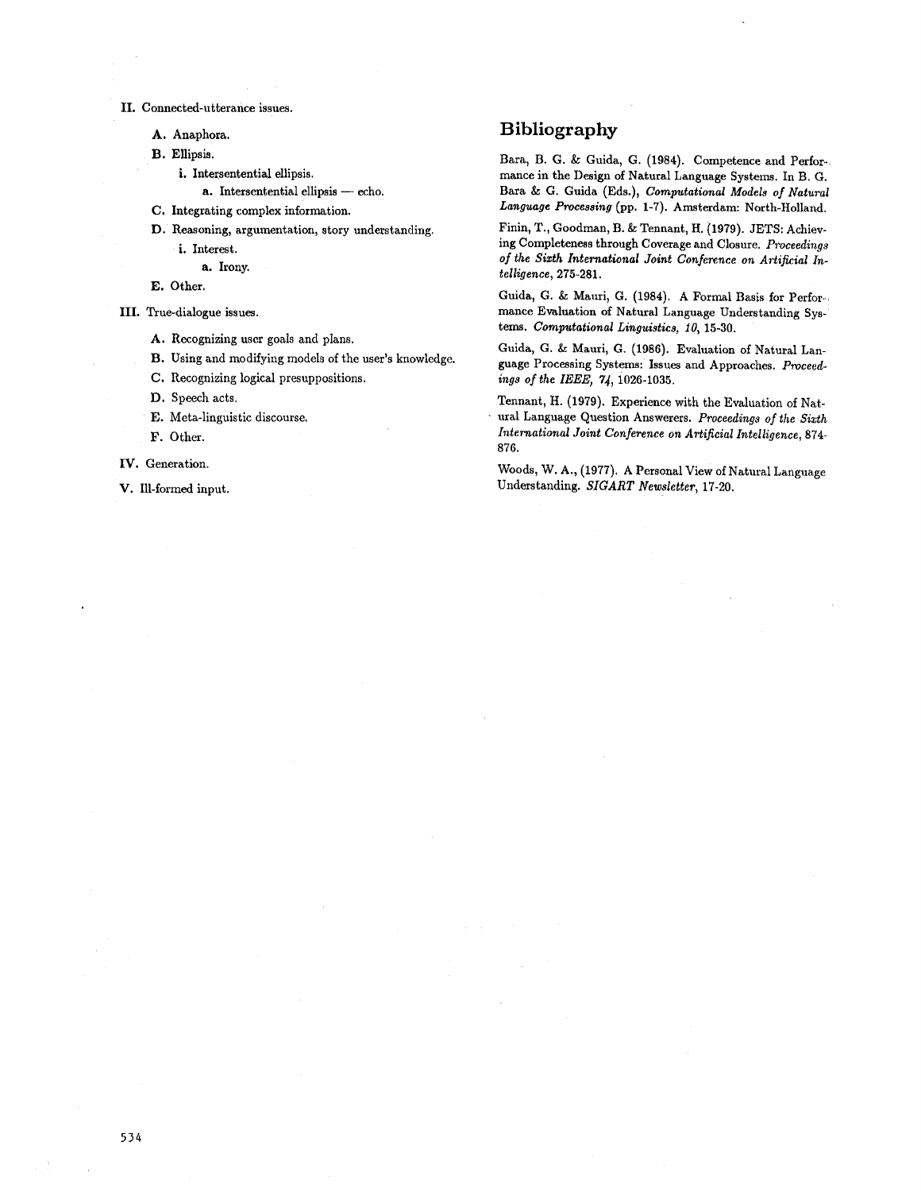- **II.** Connected-utterance issues.
  - **A.** Anaphora.
  - **B.** Ellipsis.
    - **i.** Intersentential ellipsis.
      - **a.** Intersentential ellipsis — echo.
  - **C.** Integrating complex information.
  - **D.** Reasoning, argumentation, story understanding.
    - **i.** Interest.
      - **a.** Irony.
  - **E.** Other.
- **III.** True-dialogue issues.
  - **A.** Recognizing user goals and plans.
  - **B.** Using and modifying models of the user's knowledge.
  - **C.** Recognizing logical presuppositions.
  - **D.** Speech acts.
  - **E.** Meta-linguistic discourse.
  - **F.** Other.
- **IV.** Generation.
- **V.** Ill-formed input.

## Bibliography

Bara, B. G. & Guida, G. (1984). Competence and Performance in the Design of Natural Language Systems. In B. G. Bara & G. Guida (Eds.), *Computational Models of Natural Language Processing* (pp. 1-7). Amsterdam: North-Holland.

Finin, T., Goodman, B. & Tennant, H. (1979). JETS: Achieving Completeness through Coverage and Closure. *Proceedings of the Sixth International Joint Conference on Artificial Intelligence*, 275-281.

Guida, G. & Mauri, G. (1984). A Formal Basis for Performance Evaluation of Natural Language Understanding Systems. *Computational Linguistics, 10*, 15-30.

Guida, G. & Mauri, G. (1986). Evaluation of Natural Language Processing Systems: Issues and Approaches. *Proceedings of the IEEE, 74*, 1026-1035.

Tennant, H. (1979). Experience with the Evaluation of Natural Language Question Answerers. *Proceedings of the Sixth International Joint Conference on Artificial Intelligence*, 874-876.

Woods, W. A., (1977). A Personal View of Natural Language Understanding. *SIGART Newsletter*, 17-20.